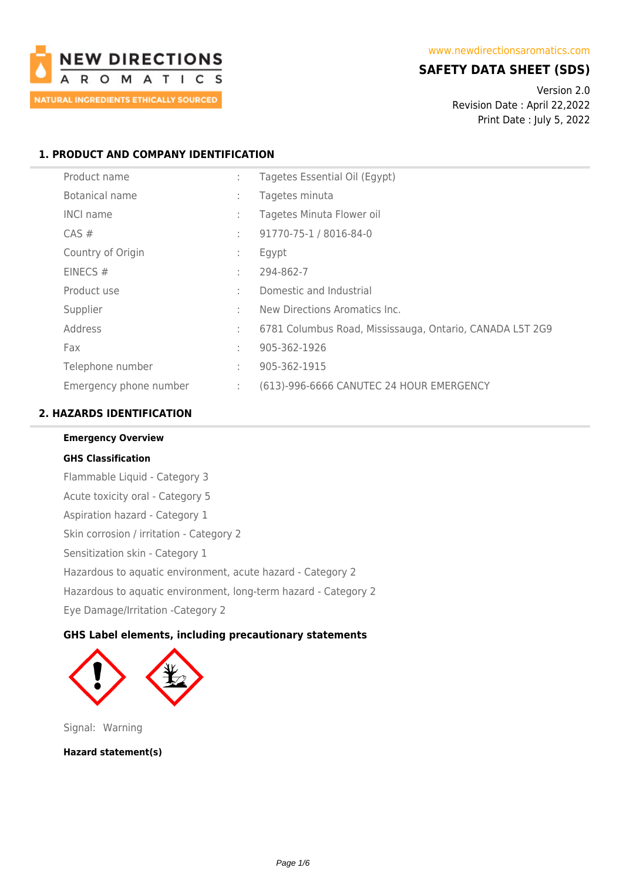NEW DIRECTIONS AROMATICS
NATURAL INGREDIENTS ETHICALLY SOURCED

www.newdirectionsaromatics.com

# SAFETY DATA SHEET (SDS)

Version 2.0
Revision Date : April 22,2022
Print Date : July 5, 2022

## 1. PRODUCT AND COMPANY IDENTIFICATION

| | | |
|---|---|---|
| Product name | : | Tagetes Essential Oil (Egypt) |
| Botanical name | : | Tagetes minuta |
| INCI name | : | Tagetes Minuta Flower oil |
| CAS # | : | 91770-75-1 / 8016-84-0 |
| Country of Origin | : | Egypt |
| EINECS # | : | 294-862-7 |
| Product use | : | Domestic and Industrial |
| Supplier | : | New Directions Aromatics Inc. |
| Address | : | 6781 Columbus Road, Mississauga, Ontario, CANADA L5T 2G9 |
| Fax | : | 905-362-1926 |
| Telephone number | : | 905-362-1915 |
| Emergency phone number | : | (613)-996-6666 CANUTEC 24 HOUR EMERGENCY |

## 2. HAZARDS IDENTIFICATION

**Emergency Overview**

**GHS Classification**

Flammable Liquid - Category 3
Acute toxicity oral - Category 5
Aspiration hazard - Category 1
Skin corrosion / irritation - Category 2
Sensitization skin - Category 1
Hazardous to aquatic environment, acute hazard - Category 2
Hazardous to aquatic environment, long-term hazard - Category 2
Eye Damage/Irritation -Category 2

**GHS Label elements, including precautionary statements**

Signal: Warning

**Hazard statement(s)**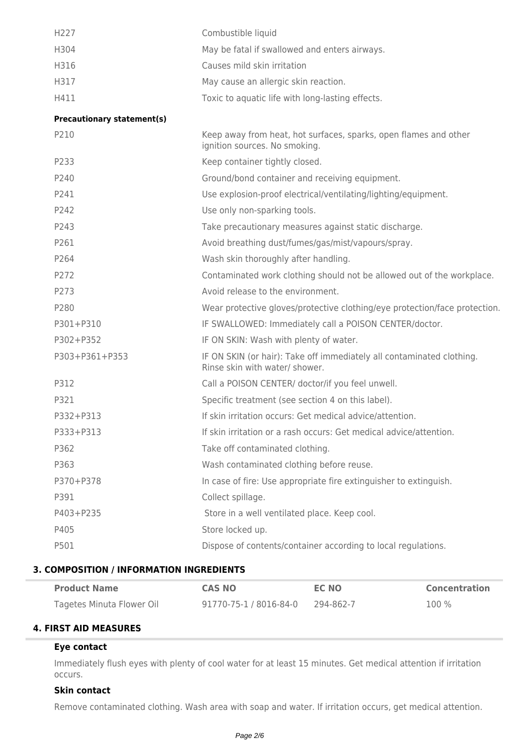| | |
|---|---|
| H227 | Combustible liquid |
| H304 | May be fatal if swallowed and enters airways. |
| H316 | Causes mild skin irritation |
| H317 | May cause an allergic skin reaction. |
| H411 | Toxic to aquatic life with long-lasting effects. |

**Precautionary statement(s)**

| | |
|---|---|
| P210 | Keep away from heat, hot surfaces, sparks, open flames and other ignition sources. No smoking. |
| P233 | Keep container tightly closed. |
| P240 | Ground/bond container and receiving equipment. |
| P241 | Use explosion-proof electrical/ventilating/lighting/equipment. |
| P242 | Use only non-sparking tools. |
| P243 | Take precautionary measures against static discharge. |
| P261 | Avoid breathing dust/fumes/gas/mist/vapours/spray. |
| P264 | Wash skin thoroughly after handling. |
| P272 | Contaminated work clothing should not be allowed out of the workplace. |
| P273 | Avoid release to the environment. |
| P280 | Wear protective gloves/protective clothing/eye protection/face protection. |
| P301+P310 | IF SWALLOWED: Immediately call a POISON CENTER/doctor. |
| P302+P352 | IF ON SKIN: Wash with plenty of water. |
| P303+P361+P353 | IF ON SKIN (or hair): Take off immediately all contaminated clothing. Rinse skin with water/ shower. |
| P312 | Call a POISON CENTER/ doctor/if you feel unwell. |
| P321 | Specific treatment (see section 4 on this label). |
| P332+P313 | If skin irritation occurs: Get medical advice/attention. |
| P333+P313 | If skin irritation or a rash occurs: Get medical advice/attention. |
| P362 | Take off contaminated clothing. |
| P363 | Wash contaminated clothing before reuse. |
| P370+P378 | In case of fire: Use appropriate fire extinguisher to extinguish. |
| P391 | Collect spillage. |
| P403+P235 | Store in a well ventilated place. Keep cool. |
| P405 | Store locked up. |
| P501 | Dispose of contents/container according to local regulations. |

## 3. COMPOSITION / INFORMATION INGREDIENTS

| Product Name | CAS NO | EC NO | Concentration |
|---|---|---|---|
| Tagetes Minuta Flower Oil | 91770-75-1 / 8016-84-0 | 294-862-7 | 100 % |

## 4. FIRST AID MEASURES

### Eye contact

Immediately flush eyes with plenty of cool water for at least 15 minutes. Get medical attention if irritation occurs.

### Skin contact

Remove contaminated clothing. Wash area with soap and water. If irritation occurs, get medical attention.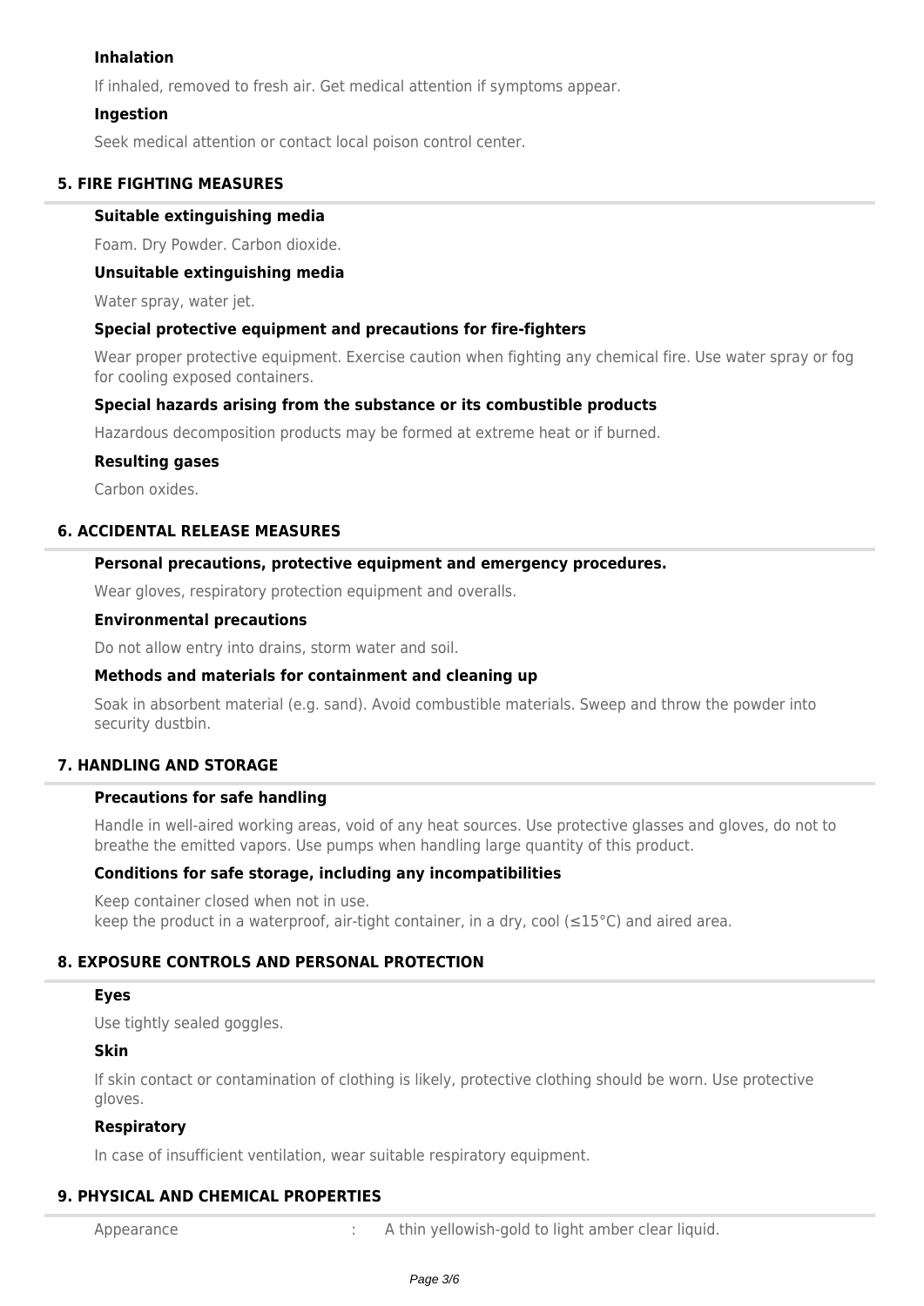#### Inhalation

If inhaled, removed to fresh air. Get medical attention if symptoms appear.

#### Ingestion

Seek medical attention or contact local poison control center.

## 5. FIRE FIGHTING MEASURES

#### Suitable extinguishing media

Foam. Dry Powder. Carbon dioxide.

#### Unsuitable extinguishing media

Water spray, water jet.

#### Special protective equipment and precautions for fire-fighters

Wear proper protective equipment. Exercise caution when fighting any chemical fire. Use water spray or fog for cooling exposed containers.

#### Special hazards arising from the substance or its combustible products

Hazardous decomposition products may be formed at extreme heat or if burned.

#### Resulting gases

Carbon oxides.

## 6. ACCIDENTAL RELEASE MEASURES

#### Personal precautions, protective equipment and emergency procedures.

Wear gloves, respiratory protection equipment and overalls.

#### Environmental precautions

Do not allow entry into drains, storm water and soil.

#### Methods and materials for containment and cleaning up

Soak in absorbent material (e.g. sand). Avoid combustible materials. Sweep and throw the powder into security dustbin.

## 7. HANDLING AND STORAGE

#### Precautions for safe handling

Handle in well-aired working areas, void of any heat sources. Use protective glasses and gloves, do not to breathe the emitted vapors. Use pumps when handling large quantity of this product.

#### Conditions for safe storage, including any incompatibilities

Keep container closed when not in use.
keep the product in a waterproof, air-tight container, in a dry, cool (≤15°C) and aired area.

## 8. EXPOSURE CONTROLS AND PERSONAL PROTECTION

#### Eyes

Use tightly sealed goggles.

#### Skin

If skin contact or contamination of clothing is likely, protective clothing should be worn. Use protective gloves.

#### Respiratory

In case of insufficient ventilation, wear suitable respiratory equipment.

## 9. PHYSICAL AND CHEMICAL PROPERTIES

| | | |
|---|---|---|
| Appearance | : | A thin yellowish-gold to light amber clear liquid. |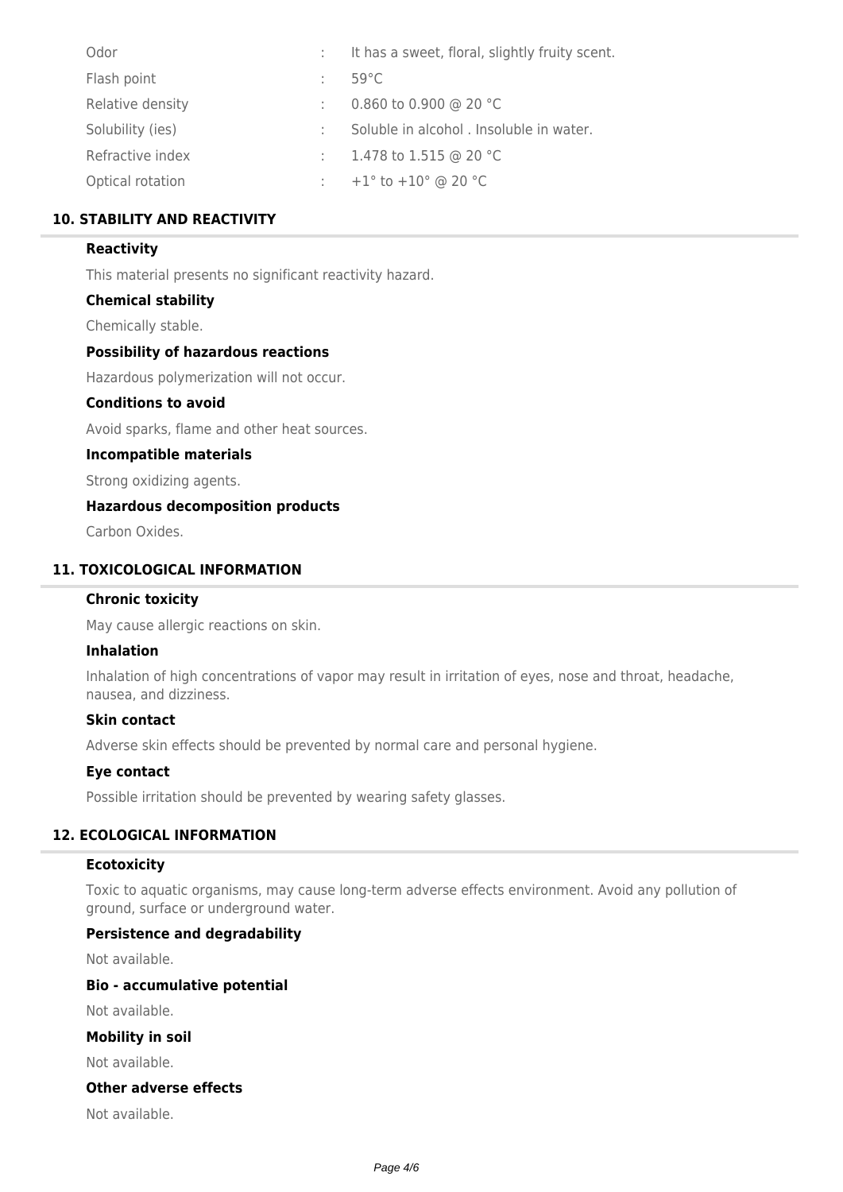| | | |
|---|---|---|
| Odor | : | It has a sweet, floral, slightly fruity scent. |
| Flash point | : | 59°C |
| Relative density | : | 0.860 to 0.900 @ 20 °C |
| Solubility (ies) | : | Soluble in alcohol . Insoluble in water. |
| Refractive index | : | 1.478 to 1.515 @ 20 °C |
| Optical rotation | : | +1° to +10° @ 20 °C |

## 10. STABILITY AND REACTIVITY

### Reactivity

This material presents no significant reactivity hazard.

### Chemical stability

Chemically stable.

### Possibility of hazardous reactions

Hazardous polymerization will not occur.

### Conditions to avoid

Avoid sparks, flame and other heat sources.

### Incompatible materials

Strong oxidizing agents.

### Hazardous decomposition products

Carbon Oxides.

## 11. TOXICOLOGICAL INFORMATION

### Chronic toxicity

May cause allergic reactions on skin.

### Inhalation

Inhalation of high concentrations of vapor may result in irritation of eyes, nose and throat, headache, nausea, and dizziness.

### Skin contact

Adverse skin effects should be prevented by normal care and personal hygiene.

### Eye contact

Possible irritation should be prevented by wearing safety glasses.

## 12. ECOLOGICAL INFORMATION

### Ecotoxicity

Toxic to aquatic organisms, may cause long-term adverse effects environment. Avoid any pollution of ground, surface or underground water.

### Persistence and degradability

Not available.

### Bio - accumulative potential

Not available.

### Mobility in soil

Not available.

### Other adverse effects

Not available.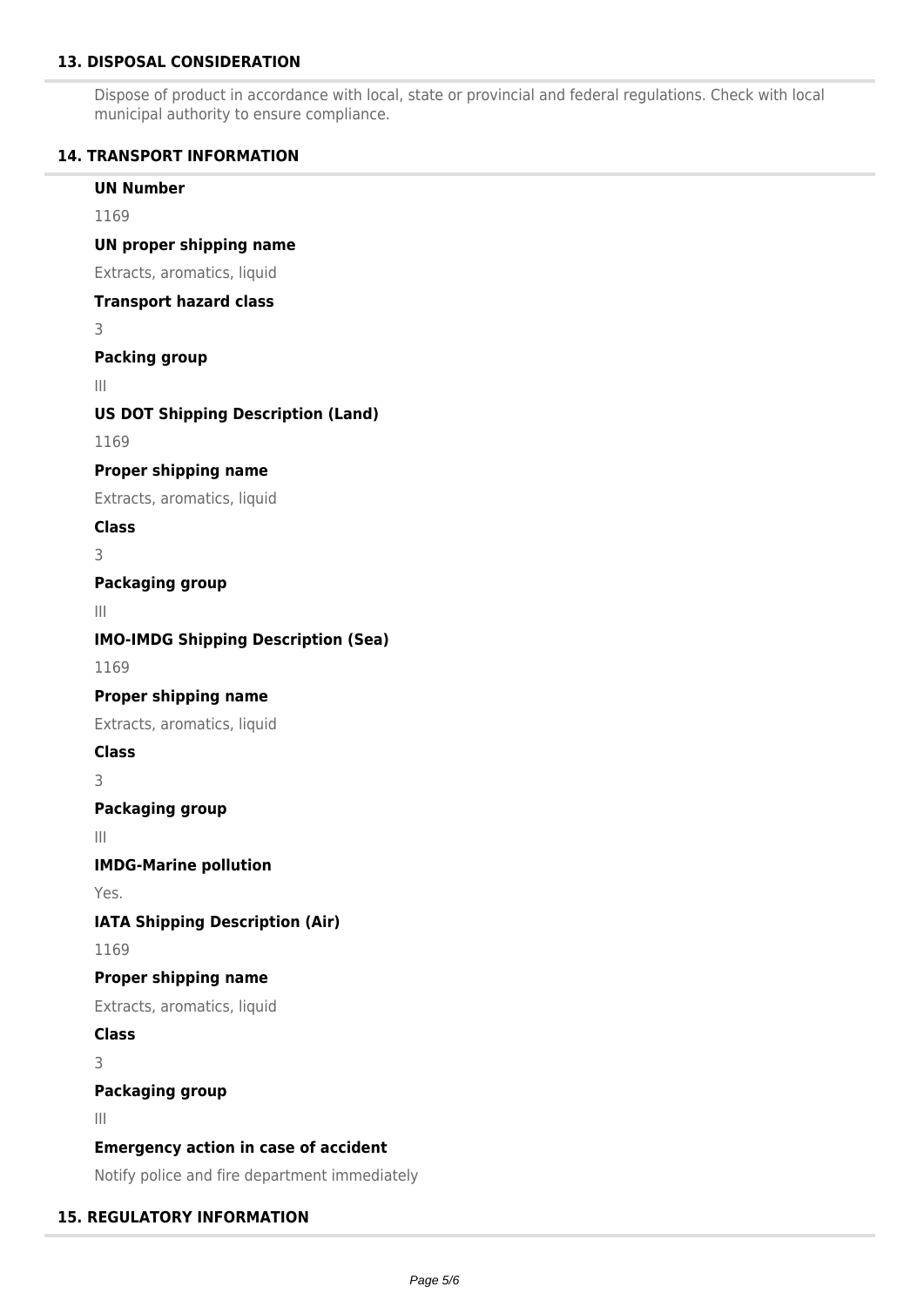## 13. DISPOSAL CONSIDERATION

Dispose of product in accordance with local, state or provincial and federal regulations. Check with local municipal authority to ensure compliance.

## 14. TRANSPORT INFORMATION

**UN Number**

1169

**UN proper shipping name**

Extracts, aromatics, liquid

**Transport hazard class**

3

**Packing group**

III

**US DOT Shipping Description (Land)**

1169

**Proper shipping name**

Extracts, aromatics, liquid

**Class**

3

**Packaging group**

III

**IMO-IMDG Shipping Description (Sea)**

1169

**Proper shipping name**

Extracts, aromatics, liquid

**Class**

3

**Packaging group**

III

**IMDG-Marine pollution**

Yes.

**IATA Shipping Description (Air)**

1169

**Proper shipping name**

Extracts, aromatics, liquid

**Class**

3

**Packaging group**

III

**Emergency action in case of accident**

Notify police and fire department immediately

## 15. REGULATORY INFORMATION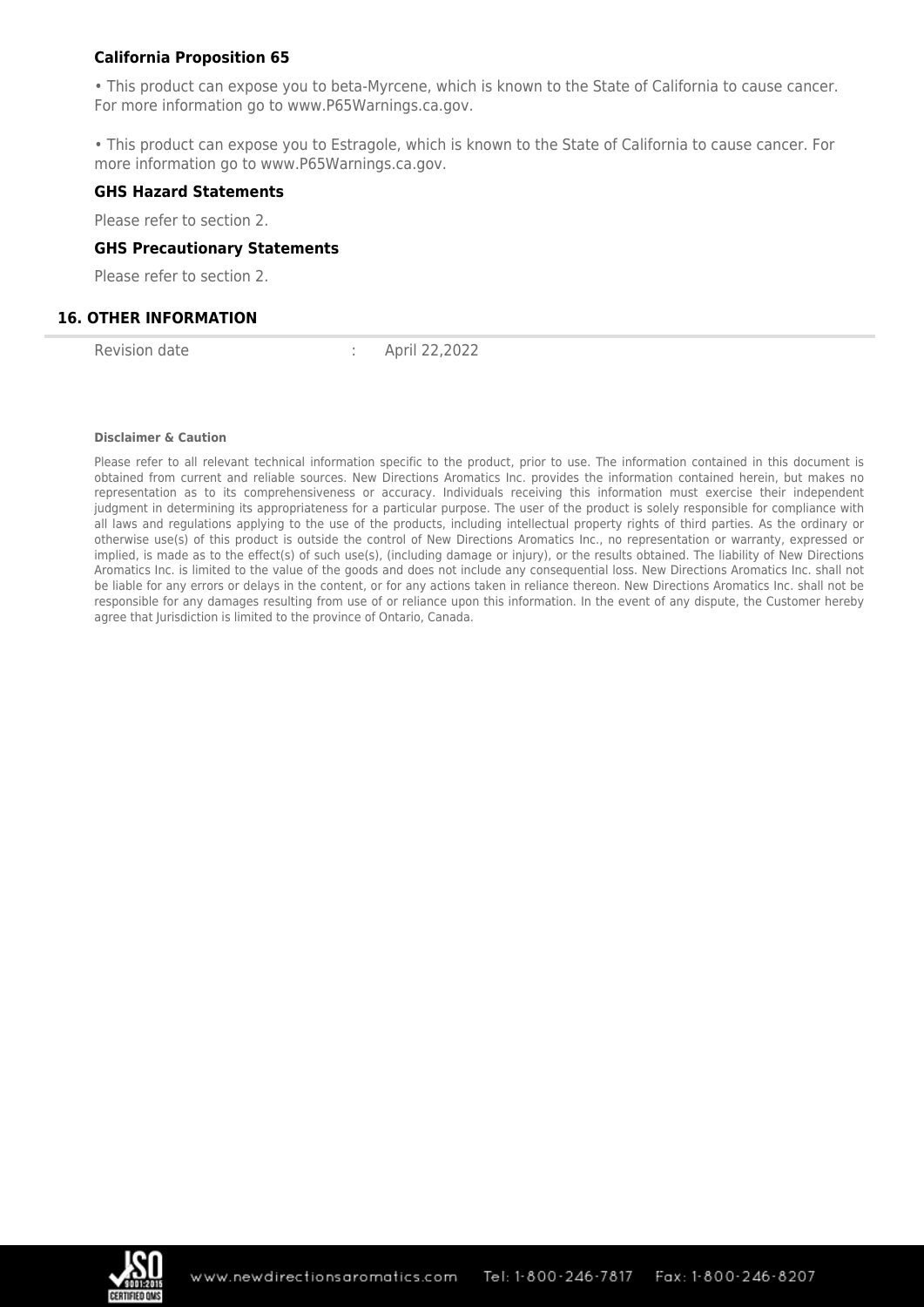### California Proposition 65

- This product can expose you to beta-Myrcene, which is known to the State of California to cause cancer. For more information go to www.P65Warnings.ca.gov.

- This product can expose you to Estragole, which is known to the State of California to cause cancer. For more information go to www.P65Warnings.ca.gov.

### GHS Hazard Statements

Please refer to section 2.

### GHS Precautionary Statements

Please refer to section 2.

## 16. OTHER INFORMATION

| | | |
|---|---|---|
| Revision date | : | April 22,2022 |

**Disclaimer & Caution**

Please refer to all relevant technical information specific to the product, prior to use. The information contained in this document is obtained from current and reliable sources. New Directions Aromatics Inc. provides the information contained herein, but makes no representation as to its comprehensiveness or accuracy. Individuals receiving this information must exercise their independent judgment in determining its appropriateness for a particular purpose. The user of the product is solely responsible for compliance with all laws and regulations applying to the use of the products, including intellectual property rights of third parties. As the ordinary or otherwise use(s) of this product is outside the control of New Directions Aromatics Inc., no representation or warranty, expressed or implied, is made as to the effect(s) of such use(s), (including damage or injury), or the results obtained. The liability of New Directions Aromatics Inc. is limited to the value of the goods and does not include any consequential loss. New Directions Aromatics Inc. shall not be liable for any errors or delays in the content, or for any actions taken in reliance thereon. New Directions Aromatics Inc. shall not be responsible for any damages resulting from use of or reliance upon this information. In the event of any dispute, the Customer hereby agree that Jurisdiction is limited to the province of Ontario, Canada.